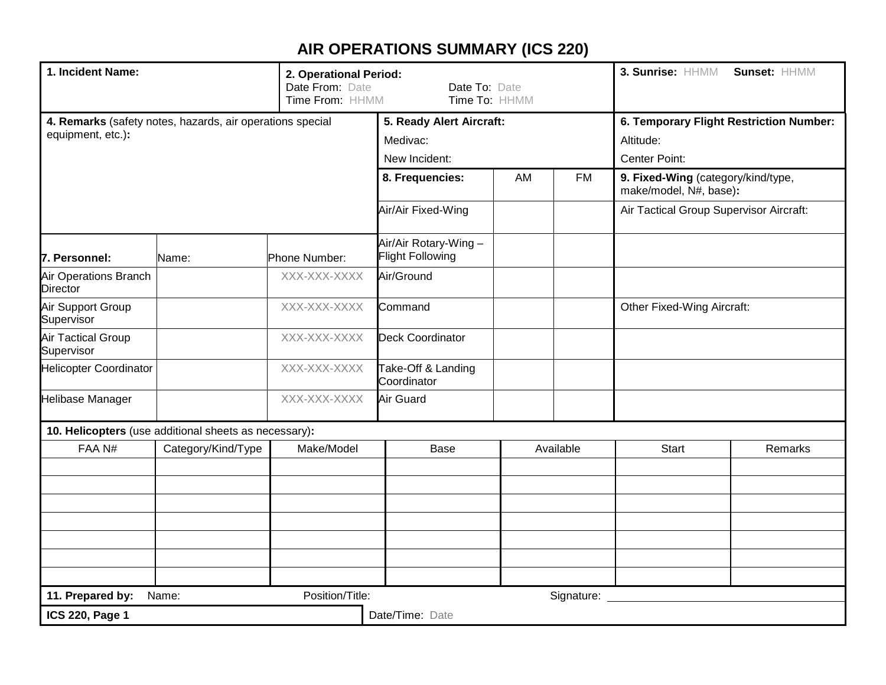# AIR OPERATIONS SUMMARY (ICS 220)

| **1. Incident Name:** | **2. Operational Period:** Date From: Date Date To: Date Time From: HHMM Time To: HHMM | **3. Sunrise:** HHMM **Sunset:** HHMM |
|---|---|---|

| **4. Remarks** (safety notes, hazards, air operations special equipment, etc.)**:** | **5. Ready Alert Aircraft:** Medivac: New Incident: | **6. Temporary Flight Restriction Number:** Altitude: Center Point: |
|---|---|---|

| **7. Personnel:** | Name: | Phone Number: | **8. Frequencies:** | AM | FM | **9. Fixed-Wing** (category/kind/type, make/model, N#, base)**:** |
|---|---|---|---|---|---|---|
| | | | Air/Air Fixed-Wing | | | Air Tactical Group Supervisor Aircraft: |
| | | | Air/Air Rotary-Wing – Flight Following | | | |
| Air Operations Branch Director | | XXX-XXX-XXXX | Air/Ground | | | |
| Air Support Group Supervisor | | XXX-XXX-XXXX | Command | | | Other Fixed-Wing Aircraft: |
| Air Tactical Group Supervisor | | XXX-XXX-XXXX | Deck Coordinator | | | |
| Helicopter Coordinator | | XXX-XXX-XXXX | Take-Off & Landing Coordinator | | | |
| Helibase Manager | | XXX-XXX-XXXX | Air Guard | | | |

**10. Helicopters** (use additional sheets as necessary)**:**

| FAA N# | Category/Kind/Type | Make/Model | Base | Available | Start | Remarks |
|---|---|---|---|---|---|---|
| | | | | | | |
| | | | | | | |
| | | | | | | |
| | | | | | | |
| | | | | | | |
| | | | | | | |
| | | | | | | |

**11. Prepared by:** Name: Position/Title: Signature: ______________________

**ICS 220, Page 1** Date/Time: Date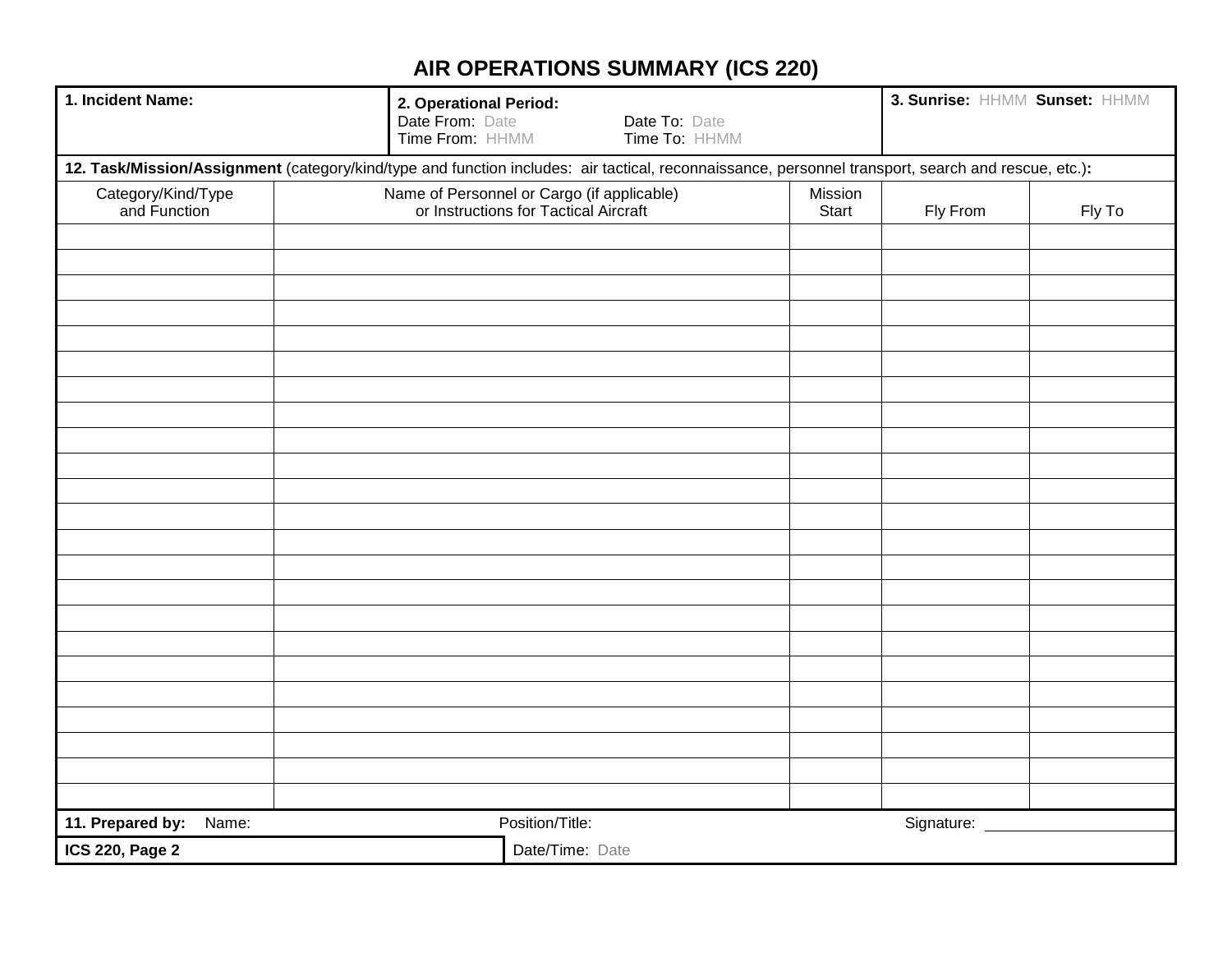# AIR OPERATIONS SUMMARY (ICS 220)

| **1. Incident Name:** | **2. Operational Period:** Date From: Date Time From: HHMM Date To: Date Time To: HHMM | **3. Sunrise:** HHMM **Sunset:** HHMM |
|---|---|---|

**12. Task/Mission/Assignment** (category/kind/type and function includes: air tactical, reconnaissance, personnel transport, search and rescue, etc.)**:**

| Category/Kind/Type and Function | Name of Personnel or Cargo (if applicable) or Instructions for Tactical Aircraft | Mission Start | Fly From | Fly To |
|---|---|---|---|---|
| | | | | |
| | | | | |
| | | | | |
| | | | | |
| | | | | |
| | | | | |
| | | | | |
| | | | | |
| | | | | |
| | | | | |
| | | | | |
| | | | | |
| | | | | |
| | | | | |
| | | | | |
| | | | | |
| | | | | |
| | | | | |
| | | | | |
| | | | | |
| | | | | |
| | | | | |
| | | | | |

| **11. Prepared by:** Name: | Position/Title: | Signature: |
|---|---|---|
| **ICS 220, Page 2** | Date/Time: Date | |